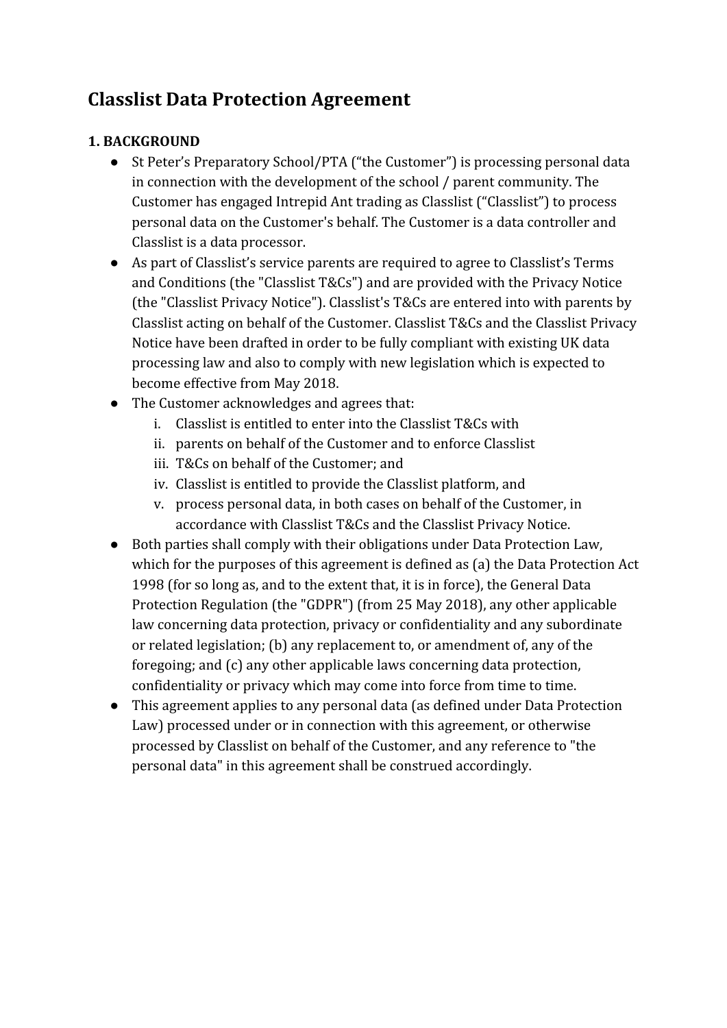# Classlist Data Protection Agreement

**1. BACKGROUND**

- St Peter's Preparatory School/PTA ("the Customer") is processing personal data in connection with the development of the school / parent community. The Customer has engaged Intrepid Ant trading as Classlist ("Classlist") to process personal data on the Customer's behalf. The Customer is a data controller and Classlist is a data processor.
- As part of Classlist's service parents are required to agree to Classlist's Terms and Conditions (the "Classlist T&Cs") and are provided with the Privacy Notice (the "Classlist Privacy Notice"). Classlist's T&Cs are entered into with parents by Classlist acting on behalf of the Customer. Classlist T&Cs and the Classlist Privacy Notice have been drafted in order to be fully compliant with existing UK data processing law and also to comply with new legislation which is expected to become effective from May 2018.
- The Customer acknowledges and agrees that:
    i. Classlist is entitled to enter into the Classlist T&Cs with
    ii. parents on behalf of the Customer and to enforce Classlist
    iii. T&Cs on behalf of the Customer; and
    iv. Classlist is entitled to provide the Classlist platform, and
    v. process personal data, in both cases on behalf of the Customer, in accordance with Classlist T&Cs and the Classlist Privacy Notice.
- Both parties shall comply with their obligations under Data Protection Law, which for the purposes of this agreement is defined as (a) the Data Protection Act 1998 (for so long as, and to the extent that, it is in force), the General Data Protection Regulation (the "GDPR") (from 25 May 2018), any other applicable law concerning data protection, privacy or confidentiality and any subordinate or related legislation; (b) any replacement to, or amendment of, any of the foregoing; and (c) any other applicable laws concerning data protection, confidentiality or privacy which may come into force from time to time.
- This agreement applies to any personal data (as defined under Data Protection Law) processed under or in connection with this agreement, or otherwise processed by Classlist on behalf of the Customer, and any reference to "the personal data" in this agreement shall be construed accordingly.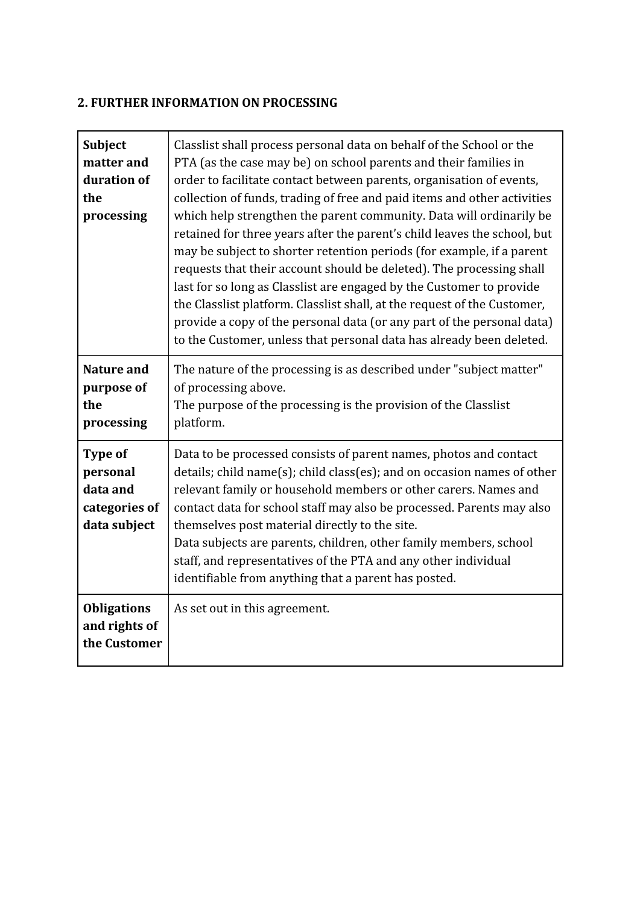## 2. FURTHER INFORMATION ON PROCESSING

| | |
|---|---|
| **Subject matter and duration of the processing** | Classlist shall process personal data on behalf of the School or the PTA (as the case may be) on school parents and their families in order to facilitate contact between parents, organisation of events, collection of funds, trading of free and paid items and other activities which help strengthen the parent community. Data will ordinarily be retained for three years after the parent's child leaves the school, but may be subject to shorter retention periods (for example, if a parent requests that their account should be deleted). The processing shall last for so long as Classlist are engaged by the Customer to provide the Classlist platform. Classlist shall, at the request of the Customer, provide a copy of the personal data (or any part of the personal data) to the Customer, unless that personal data has already been deleted. |
| **Nature and purpose of the processing** | The nature of the processing is as described under "subject matter" of processing above.<br>The purpose of the processing is the provision of the Classlist platform. |
| **Type of personal data and categories of data subject** | Data to be processed consists of parent names, photos and contact details; child name(s); child class(es); and on occasion names of other relevant family or household members or other carers. Names and contact data for school staff may also be processed. Parents may also themselves post material directly to the site.<br>Data subjects are parents, children, other family members, school staff, and representatives of the PTA and any other individual identifiable from anything that a parent has posted. |
| **Obligations and rights of the Customer** | As set out in this agreement. |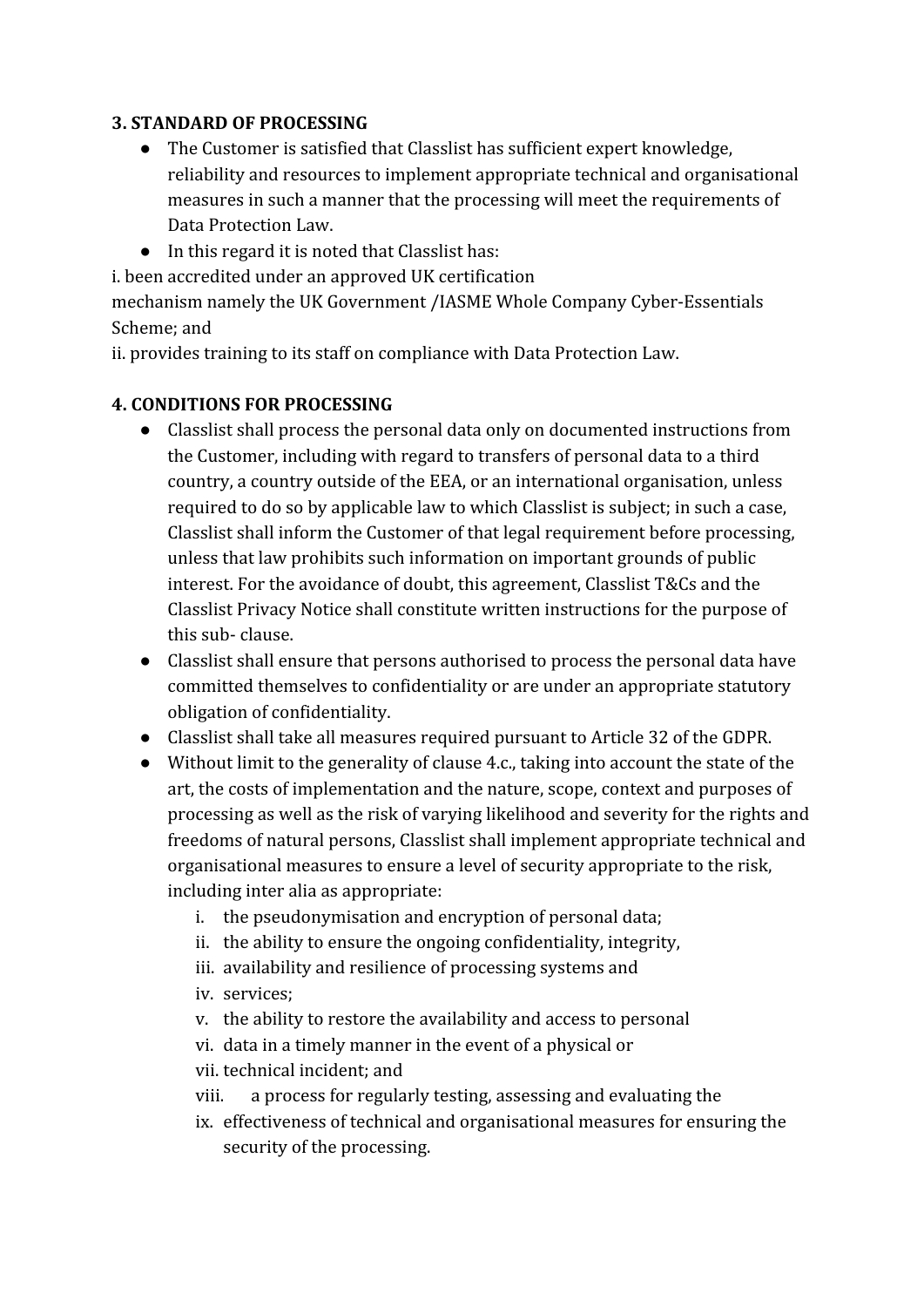**3. STANDARD OF PROCESSING**

- The Customer is satisfied that Classlist has sufficient expert knowledge, reliability and resources to implement appropriate technical and organisational measures in such a manner that the processing will meet the requirements of Data Protection Law.
- In this regard it is noted that Classlist has:

i. been accredited under an approved UK certification mechanism namely the UK Government /IASME Whole Company Cyber-Essentials Scheme; and

ii. provides training to its staff on compliance with Data Protection Law.

**4. CONDITIONS FOR PROCESSING**

- Classlist shall process the personal data only on documented instructions from the Customer, including with regard to transfers of personal data to a third country, a country outside of the EEA, or an international organisation, unless required to do so by applicable law to which Classlist is subject; in such a case, Classlist shall inform the Customer of that legal requirement before processing, unless that law prohibits such information on important grounds of public interest. For the avoidance of doubt, this agreement, Classlist T&Cs and the Classlist Privacy Notice shall constitute written instructions for the purpose of this sub- clause.
- Classlist shall ensure that persons authorised to process the personal data have committed themselves to confidentiality or are under an appropriate statutory obligation of confidentiality.
- Classlist shall take all measures required pursuant to Article 32 of the GDPR.
- Without limit to the generality of clause 4.c., taking into account the state of the art, the costs of implementation and the nature, scope, context and purposes of processing as well as the risk of varying likelihood and severity for the rights and freedoms of natural persons, Classlist shall implement appropriate technical and organisational measures to ensure a level of security appropriate to the risk, including inter alia as appropriate:
    i. the pseudonymisation and encryption of personal data;
    ii. the ability to ensure the ongoing confidentiality, integrity,
    iii. availability and resilience of processing systems and
    iv. services;
    v. the ability to restore the availability and access to personal
    vi. data in a timely manner in the event of a physical or
    vii. technical incident; and
    viii. a process for regularly testing, assessing and evaluating the
    ix. effectiveness of technical and organisational measures for ensuring the security of the processing.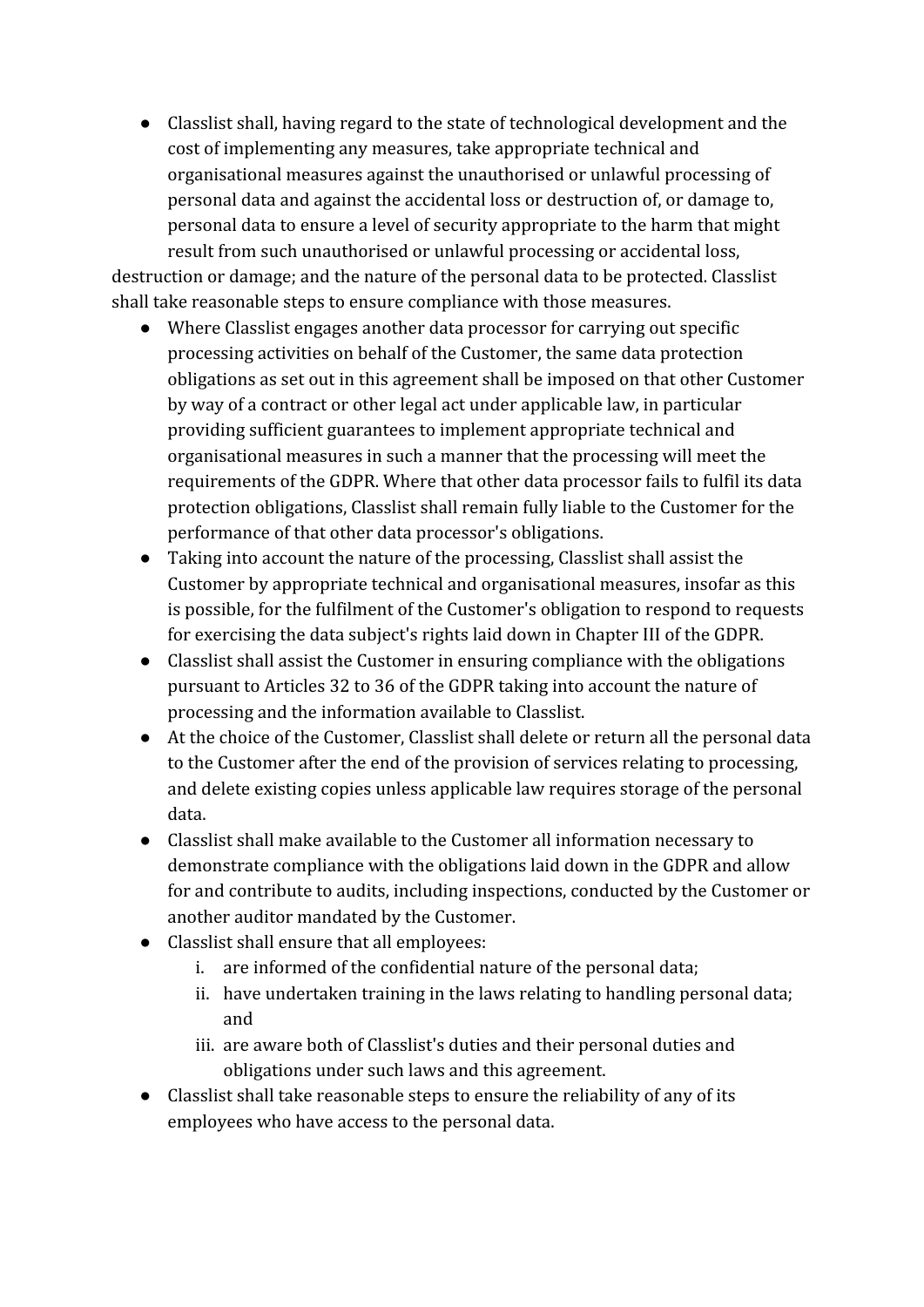- Classlist shall, having regard to the state of technological development and the cost of implementing any measures, take appropriate technical and organisational measures against the unauthorised or unlawful processing of personal data and against the accidental loss or destruction of, or damage to, personal data to ensure a level of security appropriate to the harm that might result from such unauthorised or unlawful processing or accidental loss,

destruction or damage; and the nature of the personal data to be protected. Classlist shall take reasonable steps to ensure compliance with those measures.

- Where Classlist engages another data processor for carrying out specific processing activities on behalf of the Customer, the same data protection obligations as set out in this agreement shall be imposed on that other Customer by way of a contract or other legal act under applicable law, in particular providing sufficient guarantees to implement appropriate technical and organisational measures in such a manner that the processing will meet the requirements of the GDPR. Where that other data processor fails to fulfil its data protection obligations, Classlist shall remain fully liable to the Customer for the performance of that other data processor's obligations.
- Taking into account the nature of the processing, Classlist shall assist the Customer by appropriate technical and organisational measures, insofar as this is possible, for the fulfilment of the Customer's obligation to respond to requests for exercising the data subject's rights laid down in Chapter III of the GDPR.
- Classlist shall assist the Customer in ensuring compliance with the obligations pursuant to Articles 32 to 36 of the GDPR taking into account the nature of processing and the information available to Classlist.
- At the choice of the Customer, Classlist shall delete or return all the personal data to the Customer after the end of the provision of services relating to processing, and delete existing copies unless applicable law requires storage of the personal data.
- Classlist shall make available to the Customer all information necessary to demonstrate compliance with the obligations laid down in the GDPR and allow for and contribute to audits, including inspections, conducted by the Customer or another auditor mandated by the Customer.
- Classlist shall ensure that all employees:
    i. are informed of the confidential nature of the personal data;
    ii. have undertaken training in the laws relating to handling personal data; and
    iii. are aware both of Classlist's duties and their personal duties and obligations under such laws and this agreement.
- Classlist shall take reasonable steps to ensure the reliability of any of its employees who have access to the personal data.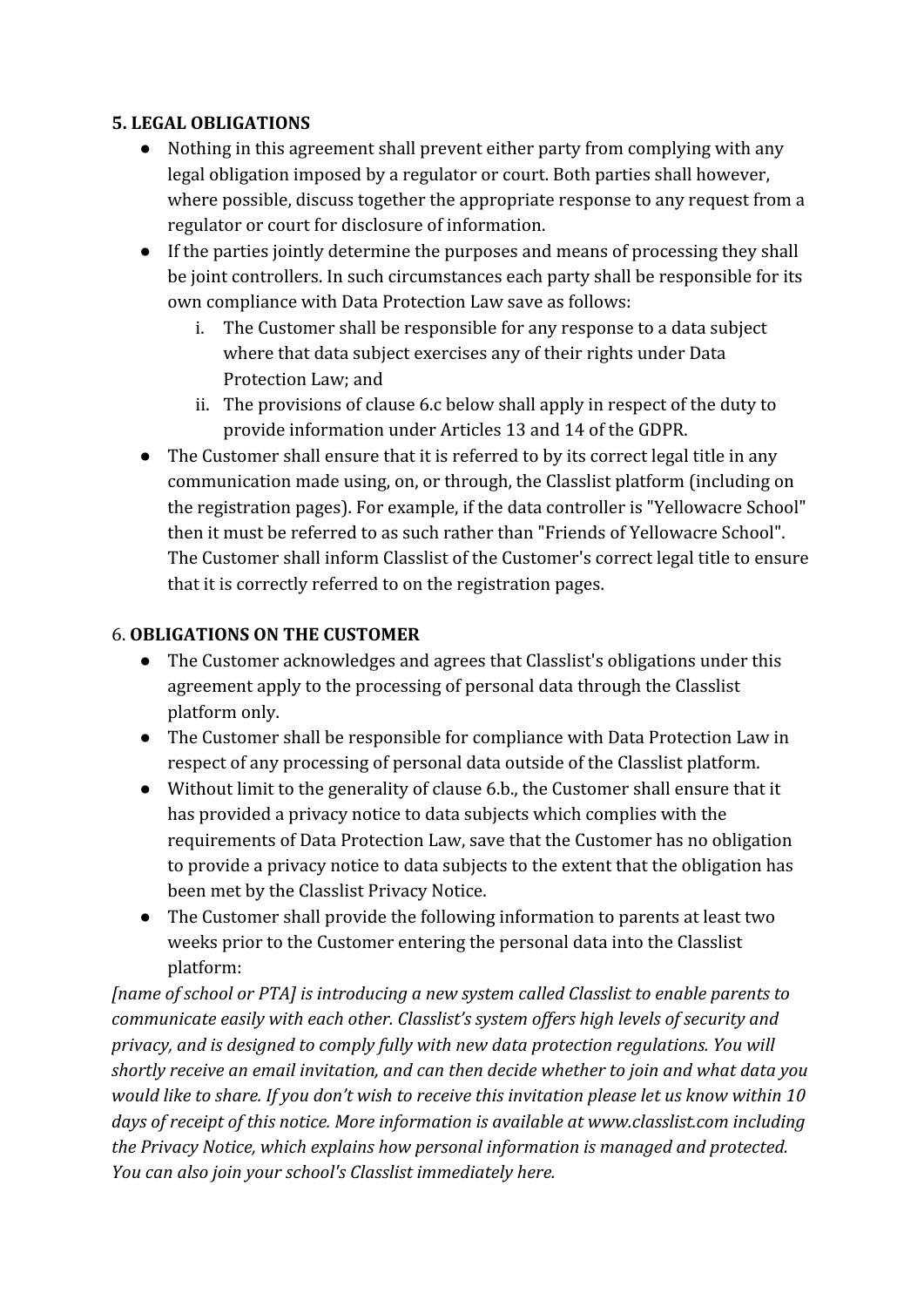**5. LEGAL OBLIGATIONS**

- Nothing in this agreement shall prevent either party from complying with any legal obligation imposed by a regulator or court. Both parties shall however, where possible, discuss together the appropriate response to any request from a regulator or court for disclosure of information.
- If the parties jointly determine the purposes and means of processing they shall be joint controllers. In such circumstances each party shall be responsible for its own compliance with Data Protection Law save as follows:
    i. The Customer shall be responsible for any response to a data subject where that data subject exercises any of their rights under Data Protection Law; and
    ii. The provisions of clause 6.c below shall apply in respect of the duty to provide information under Articles 13 and 14 of the GDPR.
- The Customer shall ensure that it is referred to by its correct legal title in any communication made using, on, or through, the Classlist platform (including on the registration pages). For example, if the data controller is "Yellowacre School" then it must be referred to as such rather than "Friends of Yellowacre School". The Customer shall inform Classlist of the Customer's correct legal title to ensure that it is correctly referred to on the registration pages.

6. **OBLIGATIONS ON THE CUSTOMER**

- The Customer acknowledges and agrees that Classlist's obligations under this agreement apply to the processing of personal data through the Classlist platform only.
- The Customer shall be responsible for compliance with Data Protection Law in respect of any processing of personal data outside of the Classlist platform.
- Without limit to the generality of clause 6.b., the Customer shall ensure that it has provided a privacy notice to data subjects which complies with the requirements of Data Protection Law, save that the Customer has no obligation to provide a privacy notice to data subjects to the extent that the obligation has been met by the Classlist Privacy Notice.
- The Customer shall provide the following information to parents at least two weeks prior to the Customer entering the personal data into the Classlist platform:

*[name of school or PTA] is introducing a new system called Classlist to enable parents to communicate easily with each other. Classlist's system offers high levels of security and privacy, and is designed to comply fully with new data protection regulations. You will shortly receive an email invitation, and can then decide whether to join and what data you would like to share. If you don't wish to receive this invitation please let us know within 10 days of receipt of this notice. More information is available at www.classlist.com including the Privacy Notice, which explains how personal information is managed and protected. You can also join your school's Classlist immediately here.*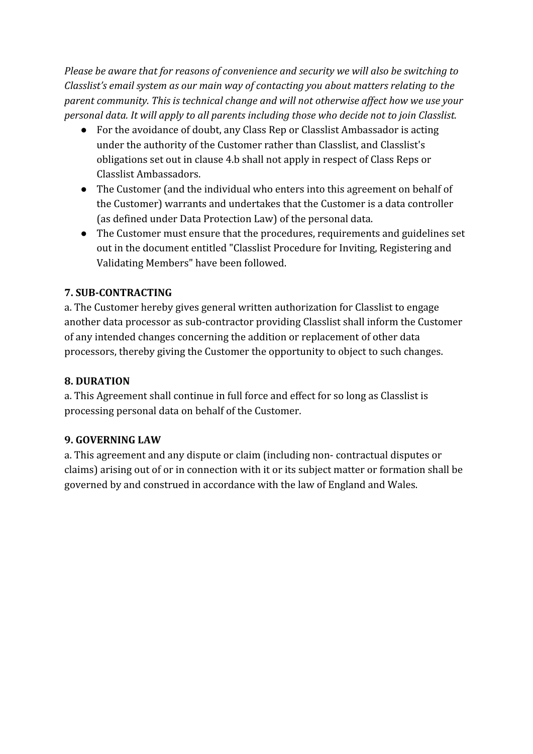*Please be aware that for reasons of convenience and security we will also be switching to Classlist's email system as our main way of contacting you about matters relating to the parent community. This is technical change and will not otherwise affect how we use your personal data. It will apply to all parents including those who decide not to join Classlist.*

- For the avoidance of doubt, any Class Rep or Classlist Ambassador is acting under the authority of the Customer rather than Classlist, and Classlist's obligations set out in clause 4.b shall not apply in respect of Class Reps or Classlist Ambassadors.
- The Customer (and the individual who enters into this agreement on behalf of the Customer) warrants and undertakes that the Customer is a data controller (as defined under Data Protection Law) of the personal data.
- The Customer must ensure that the procedures, requirements and guidelines set out in the document entitled "Classlist Procedure for Inviting, Registering and Validating Members" have been followed.

**7. SUB-CONTRACTING**

a. The Customer hereby gives general written authorization for Classlist to engage another data processor as sub-contractor providing Classlist shall inform the Customer of any intended changes concerning the addition or replacement of other data processors, thereby giving the Customer the opportunity to object to such changes.

**8. DURATION**

a. This Agreement shall continue in full force and effect for so long as Classlist is processing personal data on behalf of the Customer.

**9. GOVERNING LAW**

a. This agreement and any dispute or claim (including non- contractual disputes or claims) arising out of or in connection with it or its subject matter or formation shall be governed by and construed in accordance with the law of England and Wales.